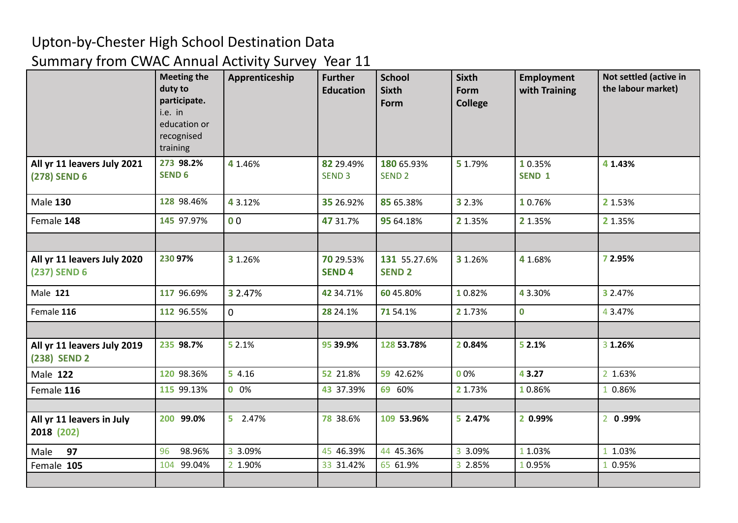# Upton-by-Chester High School Destination Data

## Summary from CWAC Annual Activity Survey Year 11

| | **Meeting the duty to participate.** i.e. in education or recognised training | **Apprenticeship** | **Further Education** | **School Sixth Form** | **Sixth Form College** | **Employment with Training** | **Not settled (active in the labour market)** |
|---|---|---|---|---|---|---|---|
| **All yr 11 leavers July 2021 (278) SEND 6** | **273 98.2% SEND 6** | **4** 1.46% | **82** 29.49% SEND 3 | **180** 65.93% SEND 2 | **5** 1.79% | **1** 0.35% **SEND 1** | **4 1.43%** |
| Male **130** | **128** 98.46% | **4** 3.12% | **35** 26.92% | **85** 65.38% | **3** 2.3% | **1** 0.76% | **2** 1.53% |
| Female **148** | **145** 97.97% | **0** 0 | **47** 31.7% | **95** 64.18% | **2** 1.35% | **2** 1.35% | **2** 1.35% |
| | | | | | | | |
| **All yr 11 leavers July 2020 (237) SEND 6** | **230 97%** | **3** 1.26% | **70** 29.53% **SEND 4** | **131** 55.27.6% **SEND 2** | **3** 1.26% | **4** 1.68% | **7 2.95%** |
| Male **121** | **117** 96.69% | **3** 2.47% | **42** 34.71% | **60** 45.80% | **1** 0.82% | **4** 3.30% | **3** 2.47% |
| Female **116** | **112** 96.55% | 0 | **28** 24.1% | **71** 54.1% | **2** 1.73% | **0** | 4 3.47% |
| | | | | | | | |
| **All yr 11 leavers July 2019 (238) SEND 2** | **235 98.7%** | 5 2.1% | **95 39.9%** | **128 53.78%** | **2 0.84%** | **5 2.1%** | 3 **1.26%** |
| Male **122** | **120** 98.36% | **5** 4.16 | **52** 21.8% | **59** 42.62% | **0** 0% | **4 3.27** | 2 1.63% |
| Female **116** | **115** 99.13% | **0** 0% | **43** 37.39% | **69** 60% | **2** 1.73% | 1 0.86% | 1 0.86% |
| | | | | | | | |
| **All yr 11 leavers in July 2018 (202)** | **200 99.0%** | **5** 2.47% | **78** 38.6% | **109 53.96%** | **5 2.47%** | **2 0.99%** | 2 **0 .99%** |
| Male **97** | 96 98.96% | 3 3.09% | 45 46.39% | 44 45.36% | 3 3.09% | 1 1.03% | 1 1.03% |
| Female **105** | 104 99.04% | 2 1.90% | 33 31.42% | 65 61.9% | 3 2.85% | 1 0.95% | 1 0.95% |
| | | | | | | | |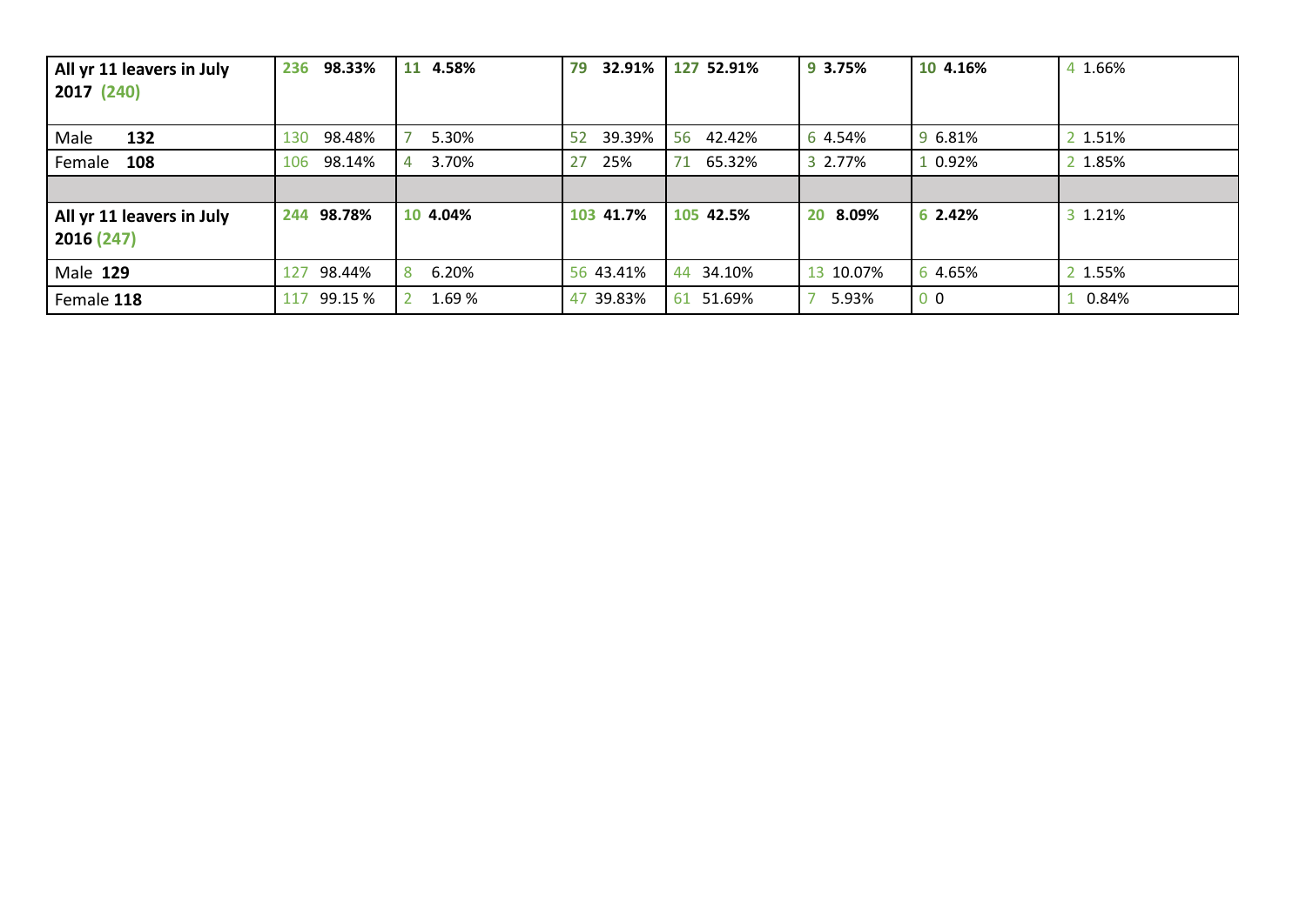| | | | | | | | |
|---|---|---|---|---|---|---|---|
| **All yr 11 leavers in July 2017 (240)** | **236 98.33%** | **11 4.58%** | **79 32.91%** | **127 52.91%** | **9 3.75%** | **10 4.16%** | 4 1.66% |
| Male **132** | 130 98.48% | 7 5.30% | 52 39.39% | 56 42.42% | 6 4.54% | 9 6.81% | 2 1.51% |
| Female **108** | 106 98.14% | 4 3.70% | 27 25% | 71 65.32% | 3 2.77% | 1 0.92% | 2 1.85% |
| | | | | | | | |
| **All yr 11 leavers in July 2016 (247)** | **244 98.78%** | **10 4.04%** | **103 41.7%** | **105 42.5%** | **20 8.09%** | **6 2.42%** | 3 1.21% |
| Male **129** | 127 98.44% | 8 6.20% | 56 43.41% | 44 34.10% | 13 10.07% | 6 4.65% | 2 1.55% |
| Female **118** | 117 99.15 % | 2 1.69 % | 47 39.83% | 61 51.69% | 7 5.93% | 0 0 | 1 0.84% |